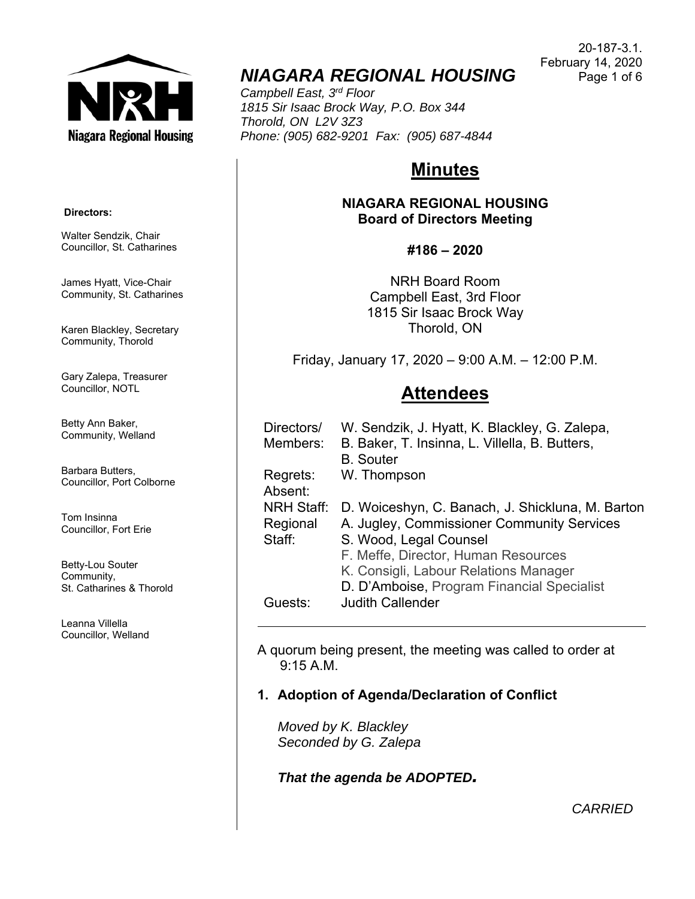20-187-3.1.
February 14, 2020

# *NIAGARA REGIONAL HOUSING*

*Campbell East, 3rd Floor*
*1815 Sir Isaac Brock Way, P.O. Box 344*
*Thorold, ON L2V 3Z3*
*Phone: (905) 682-9201 Fax: (905) 687-4844*

**Directors:**

Walter Sendzik, Chair
Councillor, St. Catharines

James Hyatt, Vice-Chair
Community, St. Catharines

Karen Blackley, Secretary
Community, Thorold

Gary Zalepa, Treasurer
Councillor, NOTL

Betty Ann Baker,
Community, Welland

Barbara Butters,
Councillor, Port Colborne

Tom Insinna
Councillor, Fort Erie

Betty-Lou Souter
Community,
St. Catharines & Thorold

Leanna Villella
Councillor, Welland

## Minutes

**NIAGARA REGIONAL HOUSING**
**Board of Directors Meeting**

**#186 – 2020**

NRH Board Room
Campbell East, 3rd Floor
1815 Sir Isaac Brock Way
Thorold, ON

Friday, January 17, 2020 – 9:00 A.M. – 12:00 P.M.

## Attendees

| | |
|---|---|
| Directors/ Members: | W. Sendzik, J. Hyatt, K. Blackley, G. Zalepa, B. Baker, T. Insinna, L. Villella, B. Butters, B. Souter |
| Regrets: | W. Thompson |
| Absent: | |
| NRH Staff: | D. Woiceshyn, C. Banach, J. Shickluna, M. Barton |
| Regional Staff: | A. Jugley, Commissioner Community Services<br>S. Wood, Legal Counsel<br>F. Meffe, Director, Human Resources<br>K. Consigli, Labour Relations Manager<br>D. D'Amboise, Program Financial Specialist |
| Guests: | Judith Callender |

A quorum being present, the meeting was called to order at 9:15 A.M.

### 1. Adoption of Agenda/Declaration of Conflict

*Moved by K. Blackley*
*Seconded by G. Zalepa*

***That the agenda be ADOPTED.***

*CARRIED*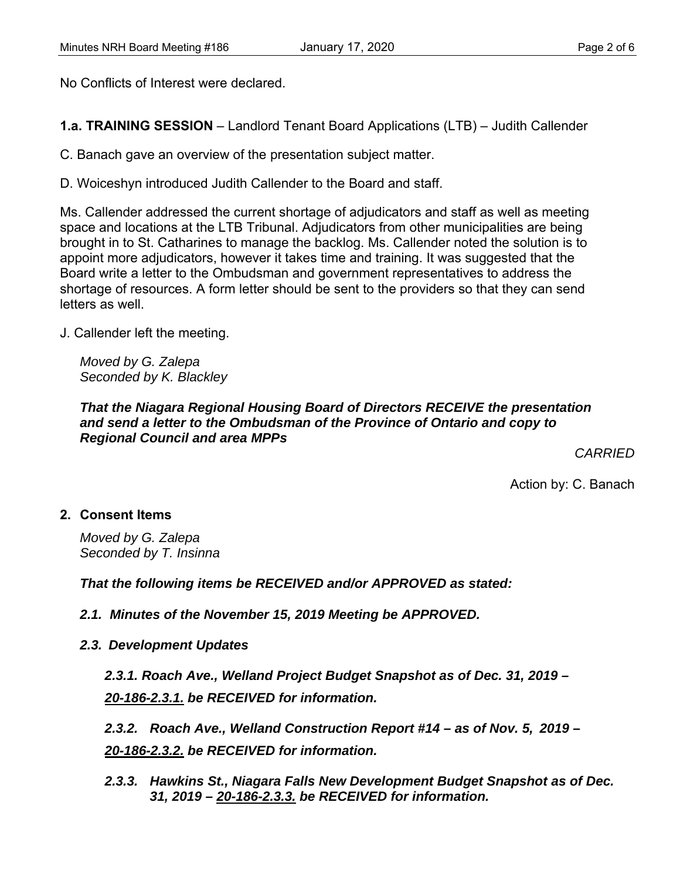No Conflicts of Interest were declared.

**1.a. TRAINING SESSION** – Landlord Tenant Board Applications (LTB) – Judith Callender

C. Banach gave an overview of the presentation subject matter.

D. Woiceshyn introduced Judith Callender to the Board and staff.

Ms. Callender addressed the current shortage of adjudicators and staff as well as meeting space and locations at the LTB Tribunal. Adjudicators from other municipalities are being brought in to St. Catharines to manage the backlog. Ms. Callender noted the solution is to appoint more adjudicators, however it takes time and training. It was suggested that the Board write a letter to the Ombudsman and government representatives to address the shortage of resources. A form letter should be sent to the providers so that they can send letters as well.

J. Callender left the meeting.

*Moved by G. Zalepa*
*Seconded by K. Blackley*

***That the Niagara Regional Housing Board of Directors RECEIVE the presentation and send a letter to the Ombudsman of the Province of Ontario and copy to Regional Council and area MPPs***

*CARRIED*

Action by: C. Banach

## 2. Consent Items

*Moved by G. Zalepa*
*Seconded by T. Insinna*

***That the following items be RECEIVED and/or APPROVED as stated:***

***2.1. Minutes of the November 15, 2019 Meeting be APPROVED.***

***2.3. Development Updates***

***2.3.1. Roach Ave., Welland Project Budget Snapshot as of Dec. 31, 2019 – 20-186-2.3.1. be RECEIVED for information.***

***2.3.2. Roach Ave., Welland Construction Report #14 – as of Nov. 5, 2019 – 20-186-2.3.2. be RECEIVED for information.***

***2.3.3. Hawkins St., Niagara Falls New Development Budget Snapshot as of Dec. 31, 2019 – 20-186-2.3.3. be RECEIVED for information.***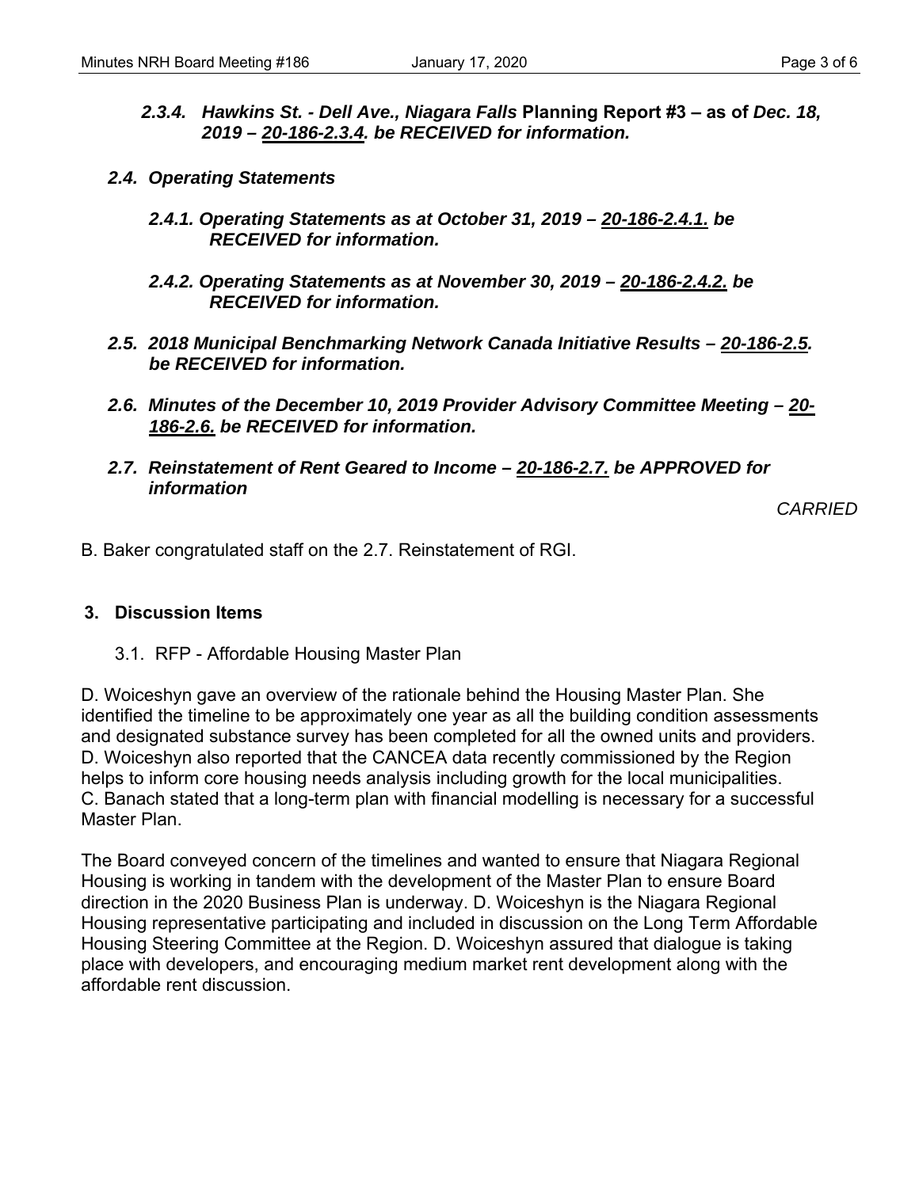*2.3.4. Hawkins St. - Dell Ave., Niagara Falls* **Planning Report #3 – as of** *Dec. 18, 2019 – 20-186-2.3.4. be RECEIVED for information.*

***2.4. Operating Statements***

***2.4.1. Operating Statements as at October 31, 2019 – 20-186-2.4.1. be RECEIVED for information.***

***2.4.2. Operating Statements as at November 30, 2019 – 20-186-2.4.2. be RECEIVED for information.***

***2.5. 2018 Municipal Benchmarking Network Canada Initiative Results – 20-186-2.5. be RECEIVED for information.***

***2.6. Minutes of the December 10, 2019 Provider Advisory Committee Meeting – 20-186-2.6. be RECEIVED for information.***

***2.7. Reinstatement of Rent Geared to Income – 20-186-2.7. be APPROVED for information***

*CARRIED*

B. Baker congratulated staff on the 2.7. Reinstatement of RGI.

## 3. Discussion Items

3.1. RFP - Affordable Housing Master Plan

D. Woiceshyn gave an overview of the rationale behind the Housing Master Plan. She identified the timeline to be approximately one year as all the building condition assessments and designated substance survey has been completed for all the owned units and providers. D. Woiceshyn also reported that the CANCEA data recently commissioned by the Region helps to inform core housing needs analysis including growth for the local municipalities. C. Banach stated that a long-term plan with financial modelling is necessary for a successful Master Plan.

The Board conveyed concern of the timelines and wanted to ensure that Niagara Regional Housing is working in tandem with the development of the Master Plan to ensure Board direction in the 2020 Business Plan is underway. D. Woiceshyn is the Niagara Regional Housing representative participating and included in discussion on the Long Term Affordable Housing Steering Committee at the Region. D. Woiceshyn assured that dialogue is taking place with developers, and encouraging medium market rent development along with the affordable rent discussion.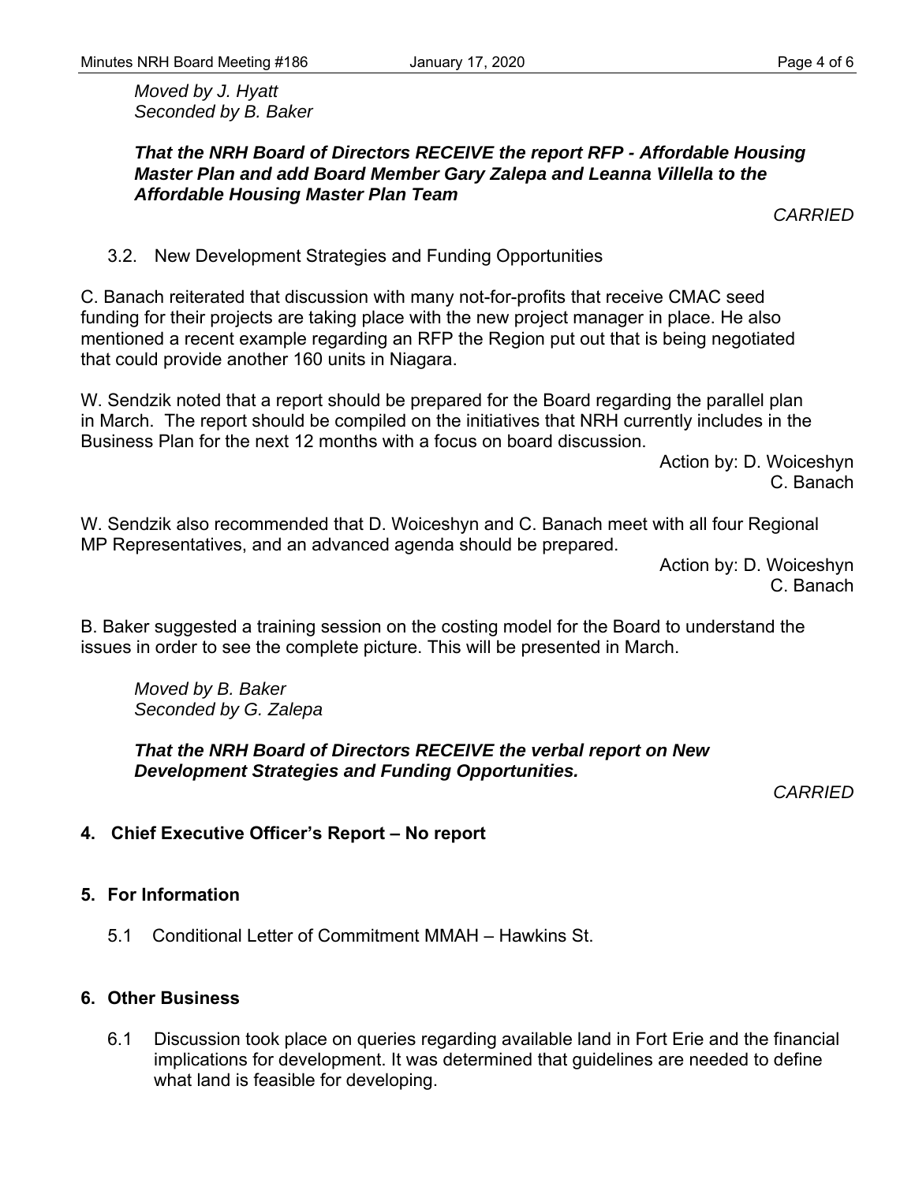*Moved by J. Hyatt*
*Seconded by B. Baker*

***That the NRH Board of Directors RECEIVE the report RFP - Affordable Housing Master Plan and add Board Member Gary Zalepa and Leanna Villella to the Affordable Housing Master Plan Team***

*CARRIED*

3.2. New Development Strategies and Funding Opportunities

C. Banach reiterated that discussion with many not-for-profits that receive CMAC seed funding for their projects are taking place with the new project manager in place. He also mentioned a recent example regarding an RFP the Region put out that is being negotiated that could provide another 160 units in Niagara.

W. Sendzik noted that a report should be prepared for the Board regarding the parallel plan in March. The report should be compiled on the initiatives that NRH currently includes in the Business Plan for the next 12 months with a focus on board discussion.

Action by: D. Woiceshyn
C. Banach

W. Sendzik also recommended that D. Woiceshyn and C. Banach meet with all four Regional MP Representatives, and an advanced agenda should be prepared.

Action by: D. Woiceshyn
C. Banach

B. Baker suggested a training session on the costing model for the Board to understand the issues in order to see the complete picture. This will be presented in March.

*Moved by B. Baker*
*Seconded by G. Zalepa*

***That the NRH Board of Directors RECEIVE the verbal report on New Development Strategies and Funding Opportunities.***

*CARRIED*

## 4. Chief Executive Officer's Report – No report

## 5. For Information

5.1 Conditional Letter of Commitment MMAH – Hawkins St.

## 6. Other Business

6.1 Discussion took place on queries regarding available land in Fort Erie and the financial implications for development. It was determined that guidelines are needed to define what land is feasible for developing.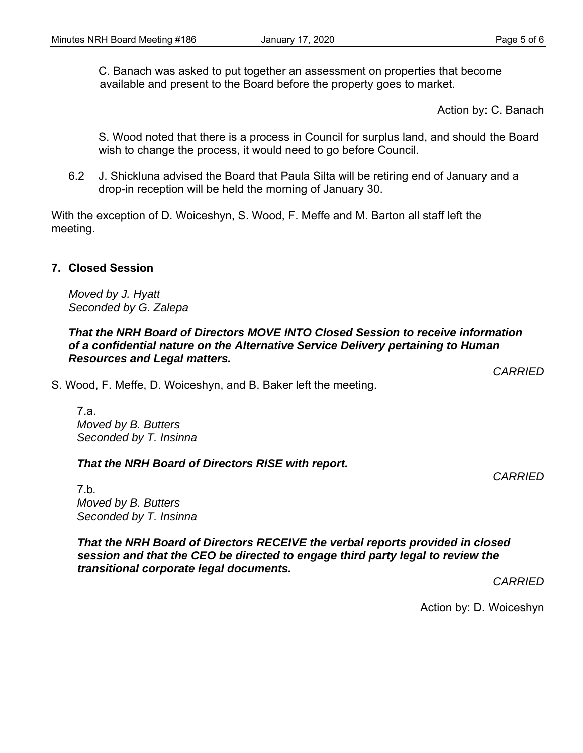C. Banach was asked to put together an assessment on properties that become available and present to the Board before the property goes to market.

Action by: C. Banach

S. Wood noted that there is a process in Council for surplus land, and should the Board wish to change the process, it would need to go before Council.

6.2 J. Shickluna advised the Board that Paula Silta will be retiring end of January and a drop-in reception will be held the morning of January 30.

With the exception of D. Woiceshyn, S. Wood, F. Meffe and M. Barton all staff left the meeting.

**7. Closed Session**

*Moved by J. Hyatt*
*Seconded by G. Zalepa*

***That the NRH Board of Directors MOVE INTO Closed Session to receive information of a confidential nature on the Alternative Service Delivery pertaining to Human Resources and Legal matters.***

*CARRIED*

S. Wood, F. Meffe, D. Woiceshyn, and B. Baker left the meeting.

7.a.
*Moved by B. Butters*
*Seconded by T. Insinna*

***That the NRH Board of Directors RISE with report.***

*CARRIED*

7.b.
*Moved by B. Butters*
*Seconded by T. Insinna*

***That the NRH Board of Directors RECEIVE the verbal reports provided in closed session and that the CEO be directed to engage third party legal to review the transitional corporate legal documents.***

*CARRIED*

Action by: D. Woiceshyn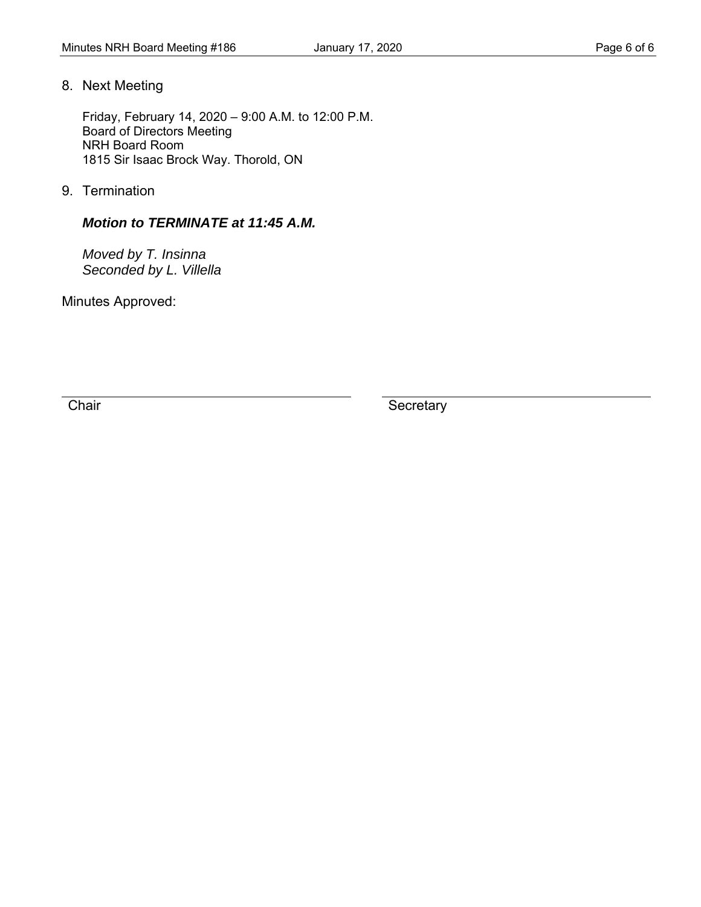8. Next Meeting

   Friday, February 14, 2020 – 9:00 A.M. to 12:00 P.M.
   Board of Directors Meeting
   NRH Board Room
   1815 Sir Isaac Brock Way. Thorold, ON

9. Termination

   ***Motion to TERMINATE at 11:45 A.M.***

   *Moved by T. Insinna*
   *Seconded by L. Villella*

Minutes Approved:

\_\_\_\_\_\_\_\_\_\_\_\_\_\_\_\_\_\_\_\_\_\_\_\_\_\_\_\_
Chair

\_\_\_\_\_\_\_\_\_\_\_\_\_\_\_\_\_\_\_\_\_\_\_\_\_\_\_\_
Secretary